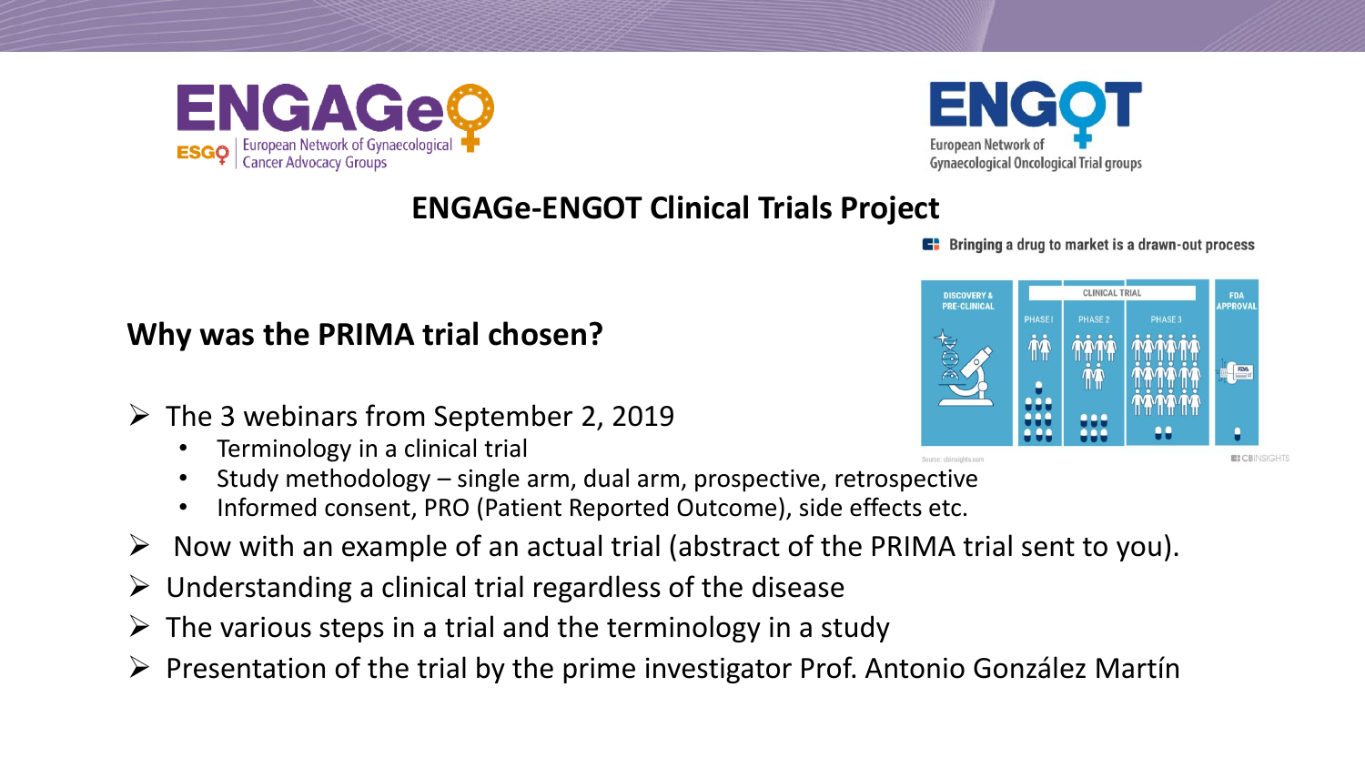ENGAGe
ESGO | European Network of Gynaecological Cancer Advocacy Groups

ENGOT
European Network of Gynaecological Oncological Trial groups

# ENGAGe-ENGOT Clinical Trials Project

Bringing a drug to market is a drawn-out process

DISCOVERY & PRE-CLINICAL | CLINICAL TRIAL: PHASE I, PHASE 2, PHASE 3 | FDA APPROVAL

Source: cbinsights.com

CBINSIGHTS

## Why was the PRIMA trial chosen?

- The 3 webinars from September 2, 2019
  - Terminology in a clinical trial
  - Study methodology – single arm, dual arm, prospective, retrospective
  - Informed consent, PRO (Patient Reported Outcome), side effects etc.
- Now with an example of an actual trial (abstract of the PRIMA trial sent to you).
- Understanding a clinical trial regardless of the disease
- The various steps in a trial and the terminology in a study
- Presentation of the trial by the prime investigator Prof. Antonio González Martín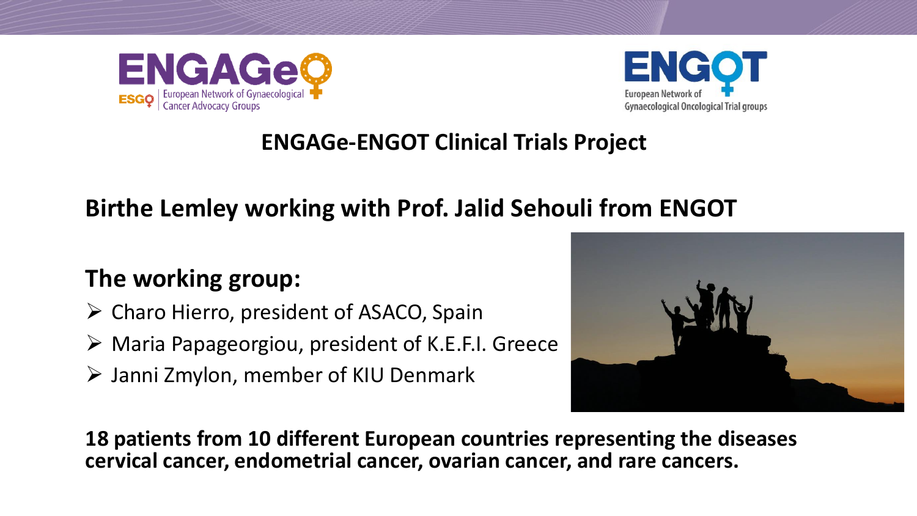ENGAGeO
ESGO | European Network of Gynaecological Cancer Advocacy Groups

ENGOT
European Network of Gynaecological Oncological Trial groups

## ENGAGe-ENGOT Clinical Trials Project

### Birthe Lemley working with Prof. Jalid Sehouli from ENGOT

### The working group:

- Charo Hierro, president of ASACO, Spain
- Maria Papageorgiou, president of K.E.F.I. Greece
- Janni Zmylon, member of KIU Denmark

**18 patients from 10 different European countries representing the diseases cervical cancer, endometrial cancer, ovarian cancer, and rare cancers.**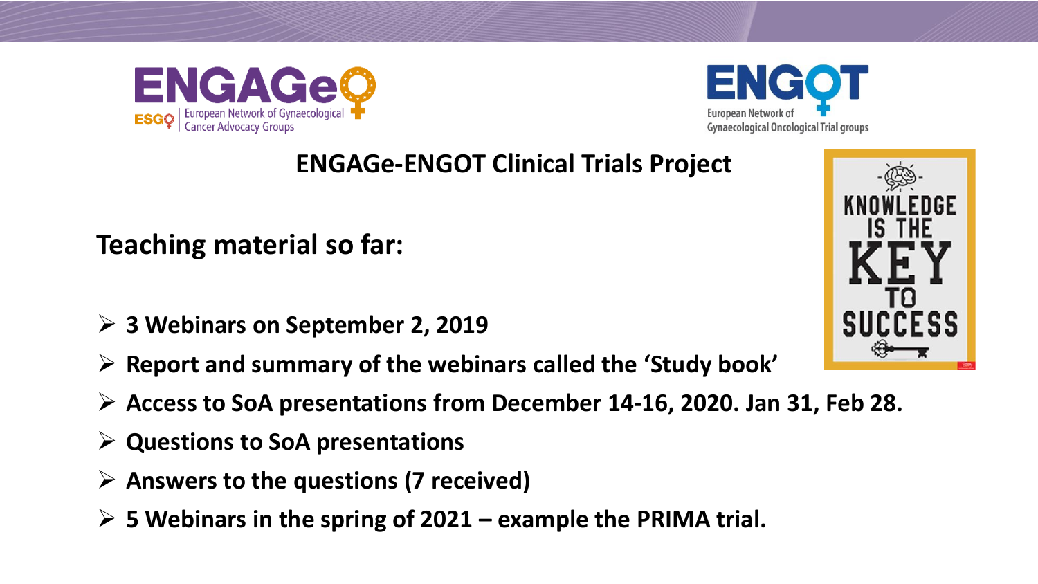ENGAGe
ESGO | European Network of Gynaecological Cancer Advocacy Groups

ENGOT
European Network of Gynaecological Oncological Trial groups

## ENGAGe-ENGOT Clinical Trials Project

### Teaching material so far:

- **3 Webinars on September 2, 2019**
- **Report and summary of the webinars called the 'Study book'**
- **Access to SoA presentations from December 14-16, 2020. Jan 31, Feb 28.**
- **Questions to SoA presentations**
- **Answers to the questions (7 received)**
- **5 Webinars in the spring of 2021 – example the PRIMA trial.**

KNOWLEDGE IS THE KEY TO SUCCESS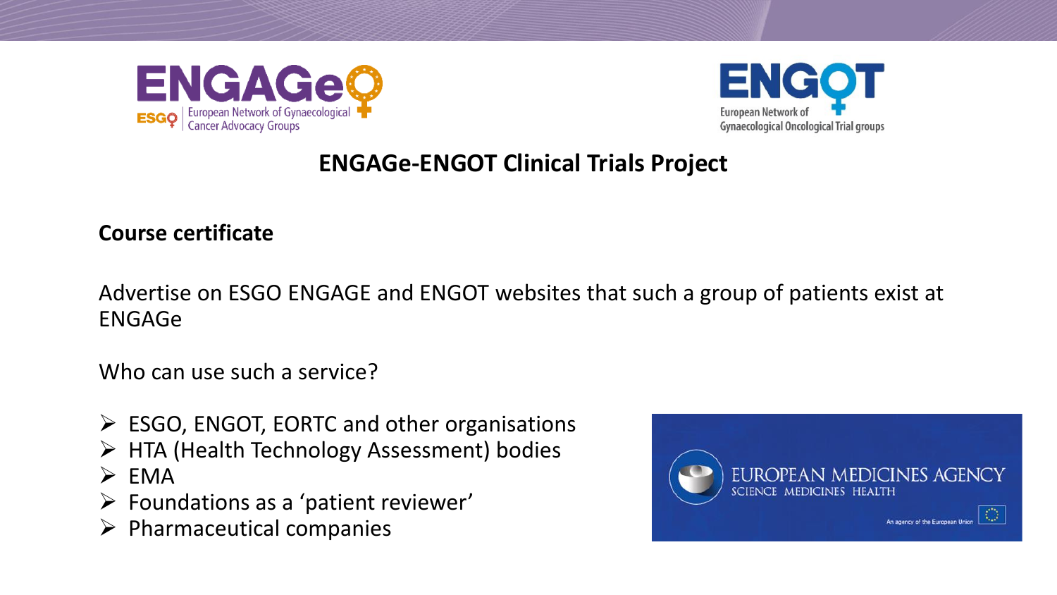# ENGAGe-ENGOT Clinical Trials Project

**Course certificate**

Advertise on ESGO ENGAGE and ENGOT websites that such a group of patients exist at ENGAGe

Who can use such a service?

- ESGO, ENGOT, EORTC and other organisations
- HTA (Health Technology Assessment) bodies
- EMA
- Foundations as a 'patient reviewer'
- Pharmaceutical companies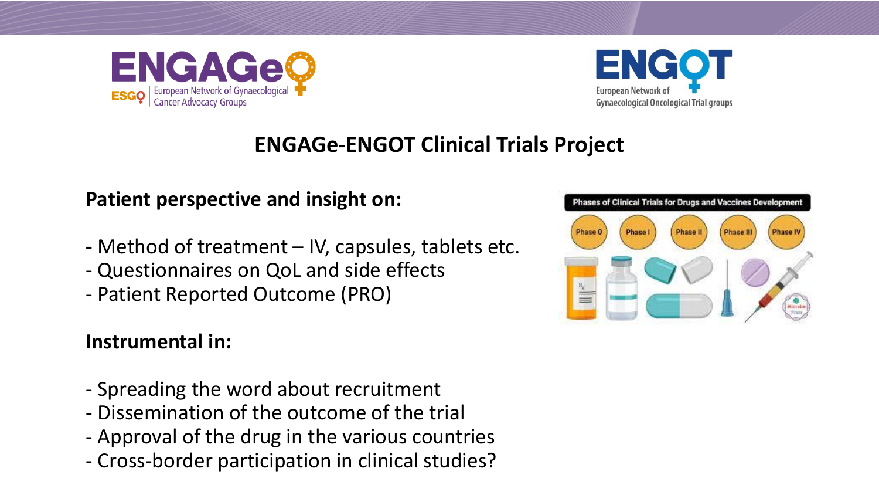ENGAGe
ESGO | European Network of Gynaecological Cancer Advocacy Groups

ENGOT
European Network of Gynaecological Oncological Trial groups

# ENGAGe-ENGOT Clinical Trials Project

**Patient perspective and insight on:**

- Method of treatment – IV, capsules, tablets etc.
- Questionnaires on QoL and side effects
- Patient Reported Outcome (PRO)

**Instrumental in:**

- Spreading the word about recruitment
- Dissemination of the outcome of the trial
- Approval of the drug in the various countries
- Cross-border participation in clinical studies?

Phases of Clinical Trials for Drugs and Vaccines Development

Phase 0 | Phase I | Phase II | Phase III | Phase IV